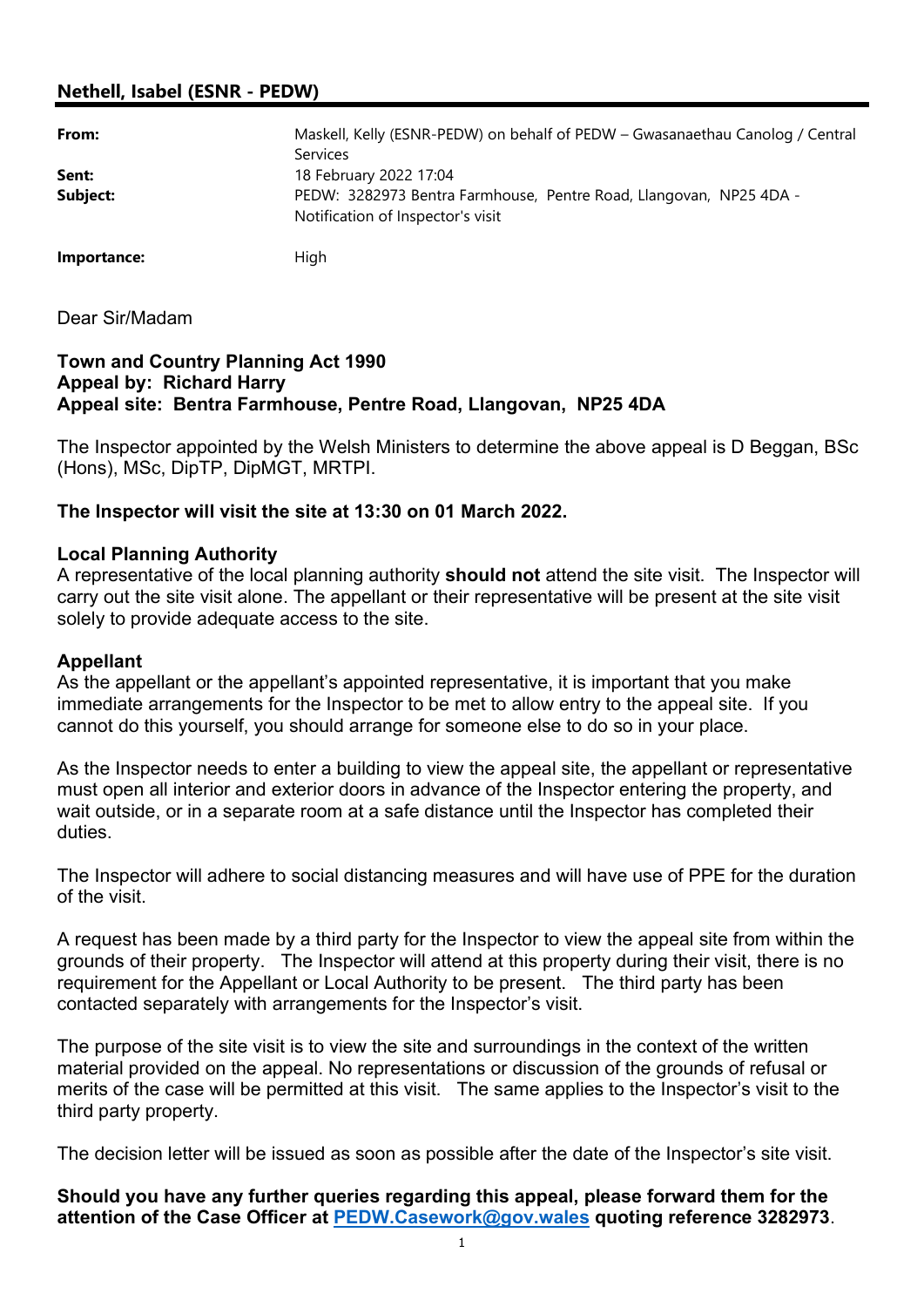**Nethell, Isabel (ESNR - PEDW)**

| | |
|---|---|
| **From:** | Maskell, Kelly (ESNR-PEDW) on behalf of PEDW – Gwasanaethau Canolog / Central Services |
| **Sent:** | 18 February 2022 17:04 |
| **Subject:** | PEDW: 3282973 Bentra Farmhouse, Pentre Road, Llangovan, NP25 4DA - Notification of Inspector's visit |
| **Importance:** | High |

Dear Sir/Madam

**Town and Country Planning Act 1990**
**Appeal by: Richard Harry**
**Appeal site: Bentra Farmhouse, Pentre Road, Llangovan, NP25 4DA**

The Inspector appointed by the Welsh Ministers to determine the above appeal is D Beggan, BSc (Hons), MSc, DipTP, DipMGT, MRTPI.

**The Inspector will visit the site at 13:30 on 01 March 2022.**

**Local Planning Authority**
A representative of the local planning authority **should not** attend the site visit. The Inspector will carry out the site visit alone. The appellant or their representative will be present at the site visit solely to provide adequate access to the site.

**Appellant**
As the appellant or the appellant's appointed representative, it is important that you make immediate arrangements for the Inspector to be met to allow entry to the appeal site. If you cannot do this yourself, you should arrange for someone else to do so in your place.

As the Inspector needs to enter a building to view the appeal site, the appellant or representative must open all interior and exterior doors in advance of the Inspector entering the property, and wait outside, or in a separate room at a safe distance until the Inspector has completed their duties.

The Inspector will adhere to social distancing measures and will have use of PPE for the duration of the visit.

A request has been made by a third party for the Inspector to view the appeal site from within the grounds of their property. The Inspector will attend at this property during their visit, there is no requirement for the Appellant or Local Authority to be present. The third party has been contacted separately with arrangements for the Inspector's visit.

The purpose of the site visit is to view the site and surroundings in the context of the written material provided on the appeal. No representations or discussion of the grounds of refusal or merits of the case will be permitted at this visit. The same applies to the Inspector's visit to the third party property.

The decision letter will be issued as soon as possible after the date of the Inspector's site visit.

**Should you have any further queries regarding this appeal, please forward them for the attention of the Case Officer at [PEDW.Casework@gov.wales](mailto:PEDW.Casework@gov.wales) quoting reference 3282973**.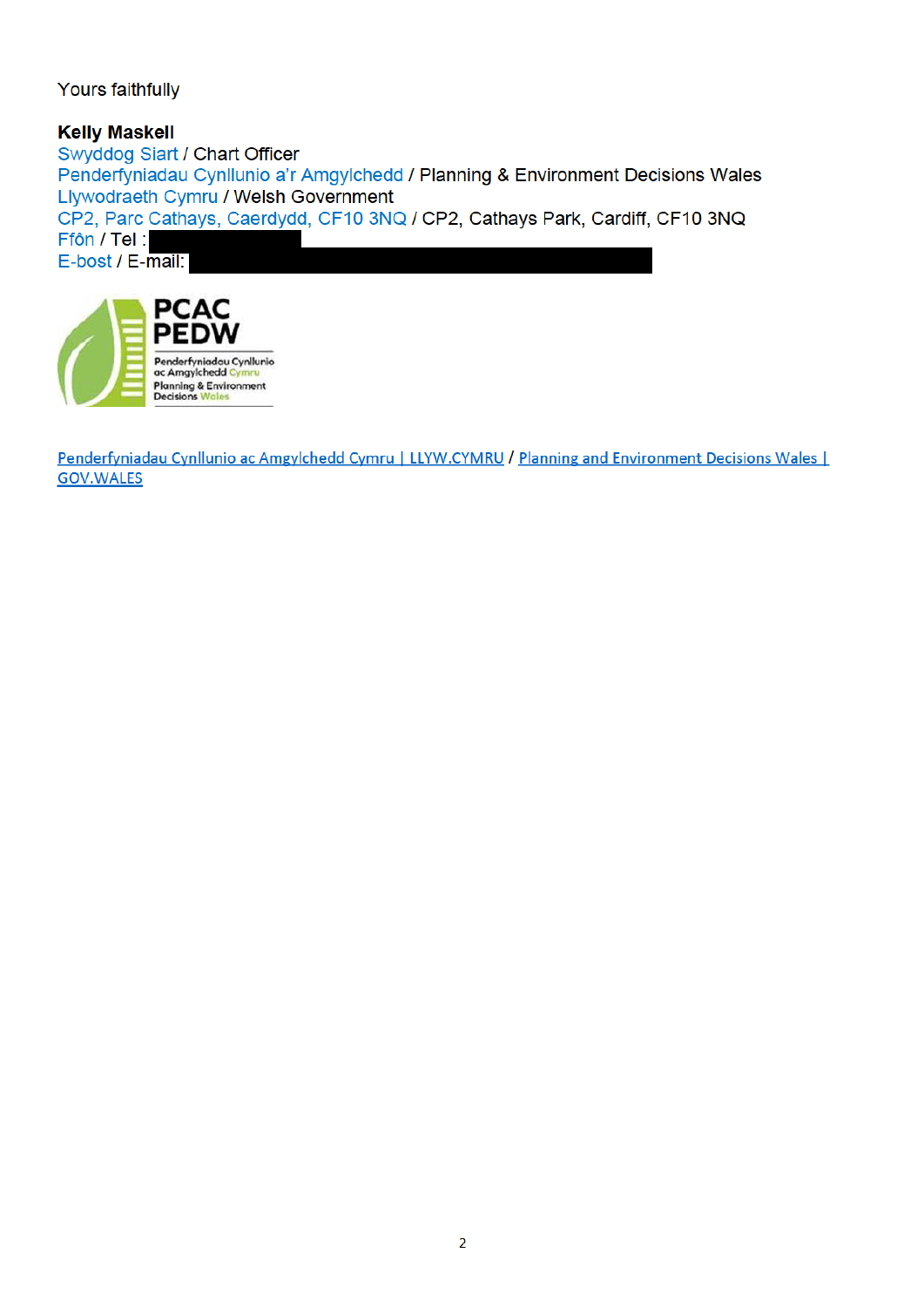Yours faithfully

**Kelly Maskell**
Swyddog Siart / Chart Officer
Penderfyniadau Cynllunio a'r Amgylchedd / Planning & Environment Decisions Wales
Llywodraeth Cymru / Welsh Government
CP2, Parc Cathays, Caerdydd, CF10 3NQ / CP2, Cathays Park, Cardiff, CF10 3NQ
Ffôn / Tel :
E-bost / E-mail:

PCAC
PEDW
Penderfyniadau Cynllunio ac Amgylchedd Cymru
Planning & Environment Decisions Wales

Penderfyniadau Cynllunio ac Amgylchedd Cymru | LLYW.CYMRU / Planning and Environment Decisions Wales | GOV.WALES